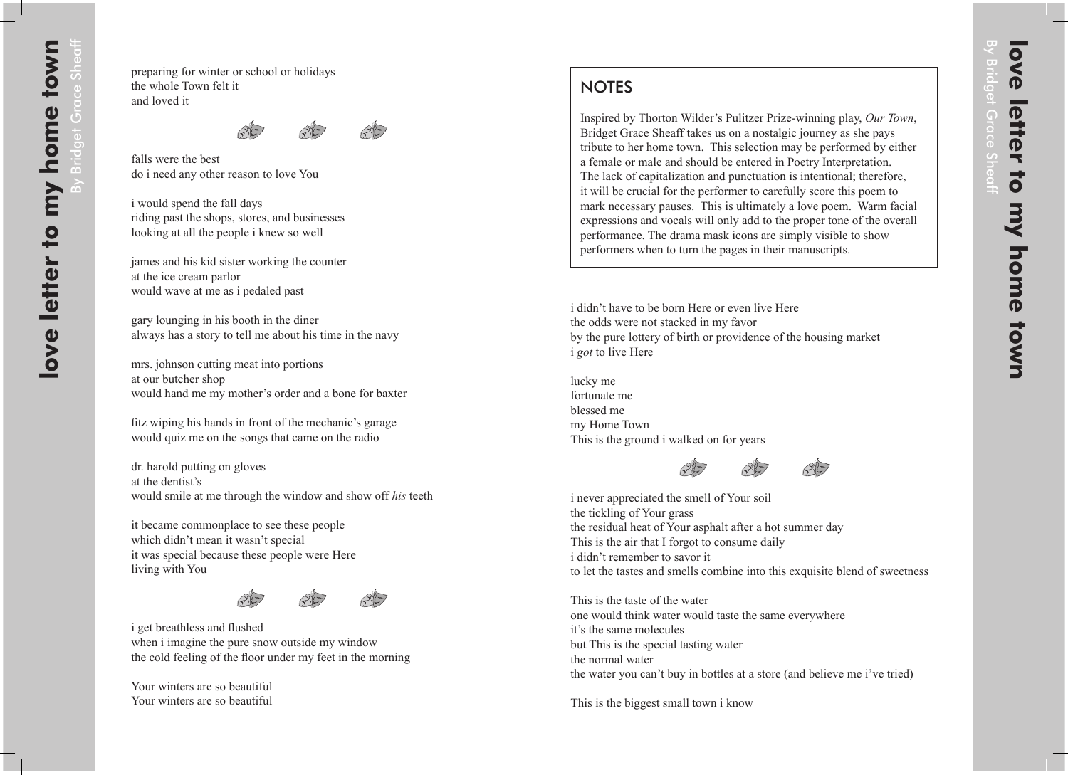# love letter to my home town

By Bridget Grace Sheaff

## NOTES

Inspired by Thorton Wilder's Pulitzer Prize-winning play, *Our Town*, Bridget Grace Sheaff takes us on a nostalgic journey as she pays tribute to her home town. This selection may be performed by either a female or male and should be entered in Poetry Interpretation. The lack of capitalization and punctuation is intentional; therefore, it will be crucial for the performer to carefully score this poem to mark necessary pauses. This is ultimately a love poem. Warm facial expressions and vocals will only add to the proper tone of the overall performance. The drama mask icons are simply visible to show performers when to turn the pages in their manuscripts.

i didn't have to be born Here or even live Here
the odds were not stacked in my favor
by the pure lottery of birth or providence of the housing market
i *got* to live Here

lucky me
fortunate me
blessed me
my Home Town
This is the ground i walked on for years

i never appreciated the smell of Your soil
the tickling of Your grass
the residual heat of Your asphalt after a hot summer day
This is the air that I forgot to consume daily
i didn't remember to savor it
to let the tastes and smells combine into this exquisite blend of sweetness

This is the taste of the water
one would think water would taste the same everywhere
it's the same molecules
but This is the special tasting water
the normal water
the water you can't buy in bottles at a store (and believe me i've tried)

This is the biggest small town i know

preparing for winter or school or holidays
the whole Town felt it
and loved it

falls were the best
do i need any other reason to love You

i would spend the fall days
riding past the shops, stores, and businesses
looking at all the people i knew so well

james and his kid sister working the counter
at the ice cream parlor
would wave at me as i pedaled past

gary lounging in his booth in the diner
always has a story to tell me about his time in the navy

mrs. johnson cutting meat into portions
at our butcher shop
would hand me my mother's order and a bone for baxter

fitz wiping his hands in front of the mechanic's garage
would quiz me on the songs that came on the radio

dr. harold putting on gloves
at the dentist's
would smile at me through the window and show off *his* teeth

it became commonplace to see these people
which didn't mean it wasn't special
it was special because these people were Here
living with You

i get breathless and flushed
when i imagine the pure snow outside my window
the cold feeling of the floor under my feet in the morning

Your winters are so beautiful
Your winters are so beautiful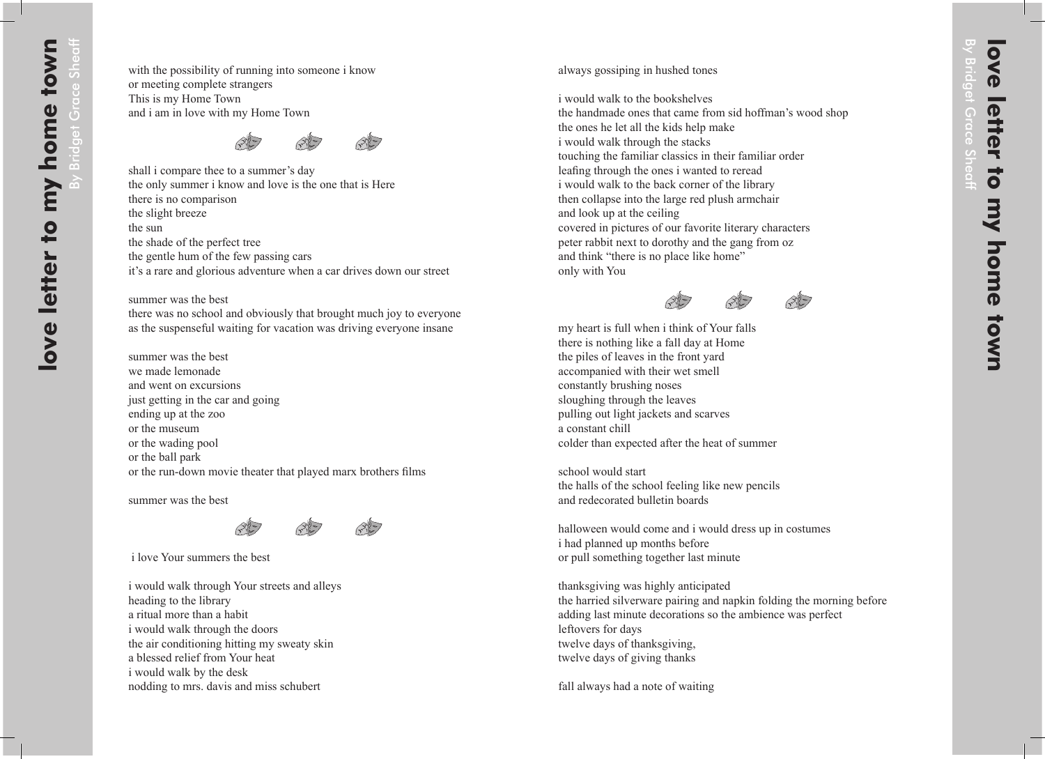with the possibility of running into someone i know
or meeting complete strangers
This is my Home Town
and i am in love with my Home Town

shall i compare thee to a summer's day
the only summer i know and love is the one that is Here
there is no comparison
the slight breeze
the sun
the shade of the perfect tree
the gentle hum of the few passing cars
it's a rare and glorious adventure when a car drives down our street

summer was the best
there was no school and obviously that brought much joy to everyone
as the suspenseful waiting for vacation was driving everyone insane

summer was the best
we made lemonade
and went on excursions
just getting in the car and going
ending up at the zoo
or the museum
or the wading pool
or the ball park
or the run-down movie theater that played marx brothers films

summer was the best

i love Your summers the best

i would walk through Your streets and alleys
heading to the library
a ritual more than a habit
i would walk through the doors
the air conditioning hitting my sweaty skin
a blessed relief from Your heat
i would walk by the desk
nodding to mrs. davis and miss schubert
always gossiping in hushed tones

i would walk to the bookshelves
the handmade ones that came from sid hoffman's wood shop
the ones he let all the kids help make
i would walk through the stacks
touching the familiar classics in their familiar order
leafing through the ones i wanted to reread
i would walk to the back corner of the library
then collapse into the large red plush armchair
and look up at the ceiling
covered in pictures of our favorite literary characters
peter rabbit next to dorothy and the gang from oz
and think "there is no place like home"
only with You

my heart is full when i think of Your falls
there is nothing like a fall day at Home
the piles of leaves in the front yard
accompanied with their wet smell
constantly brushing noses
sloughing through the leaves
pulling out light jackets and scarves
a constant chill
colder than expected after the heat of summer

school would start
the halls of the school feeling like new pencils
and redecorated bulletin boards

halloween would come and i would dress up in costumes
i had planned up months before
or pull something together last minute

thanksgiving was highly anticipated
the harried silverware pairing and napkin folding the morning before
adding last minute decorations so the ambience was perfect
leftovers for days
twelve days of thanksgiving,
twelve days of giving thanks

fall always had a note of waiting